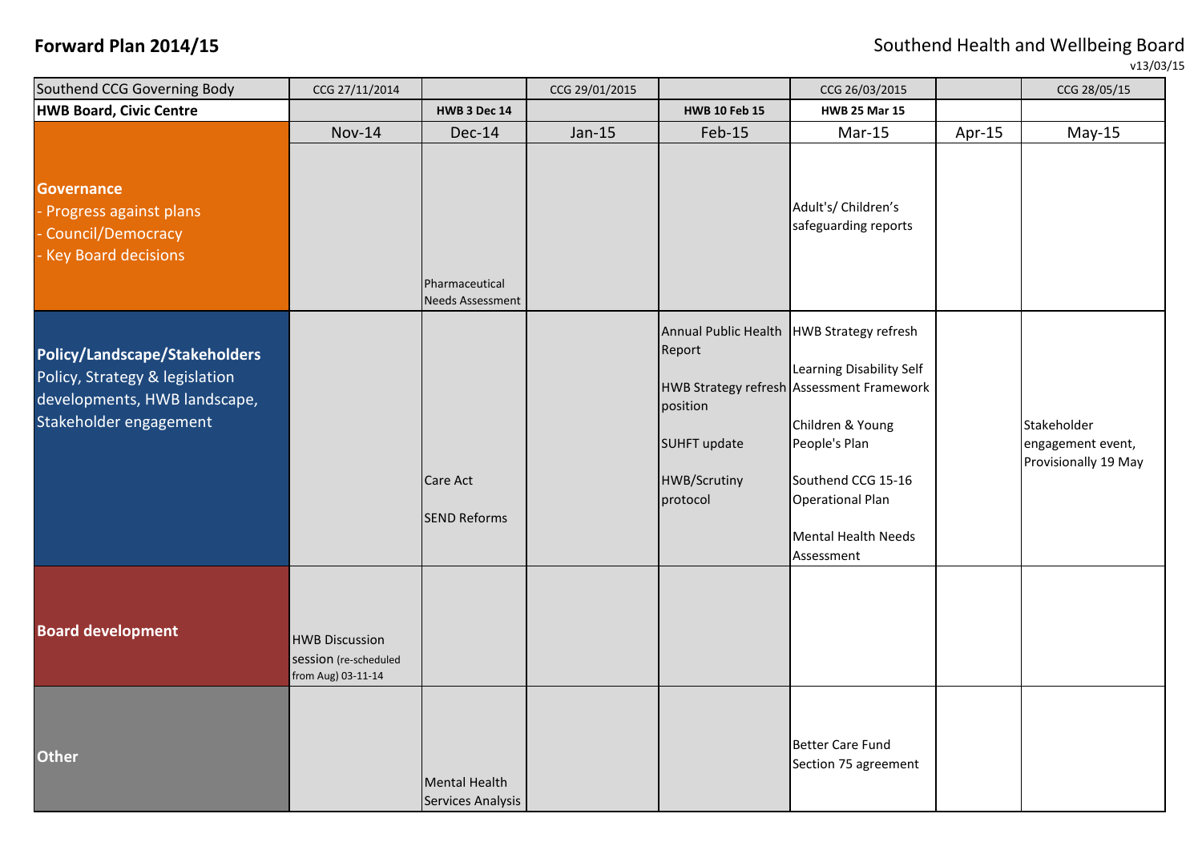**Forward Plan 2014/15**

Southend Health and Wellbeing Board

v13/03/15

| Southend CCG Governing Body | CCG 27/11/2014 | | CCG 29/01/2015 | | CCG 26/03/2015 | | CCG 28/05/15 |
|---|---|---|---|---|---|---|---|
| **HWB Board, Civic Centre** | | **HWB 3 Dec 14** | | **HWB 10 Feb 15** | **HWB 25 Mar 15** | | |
| | Nov-14 | Dec-14 | Jan-15 | Feb-15 | Mar-15 | Apr-15 | May-15 |
| **Governance**<br>- Progress against plans<br>- Council/Democracy<br>- Key Board decisions | | Pharmaceutical Needs Assessment | | | Adult's/ Children's safeguarding reports | | |
| **Policy/Landscape/Stakeholders**<br>Policy, Strategy & legislation developments, HWB landscape, Stakeholder engagement | | Care Act<br><br>SEND Reforms | | Annual Public Health Report<br><br>HWB Strategy refresh position<br><br>SUHFT update<br><br>HWB/Scrutiny protocol | HWB Strategy refresh<br><br>Learning Disability Self Assessment Framework<br><br>Children & Young People's Plan<br><br>Southend CCG 15-16 Operational Plan<br><br>Mental Health Needs Assessment | | Stakeholder engagement event, Provisionally 19 May |
| **Board development** | HWB Discussion session (re-scheduled from Aug) 03-11-14 | | | | | | |
| **Other** | | Mental Health Services Analysis | | | Better Care Fund Section 75 agreement | | |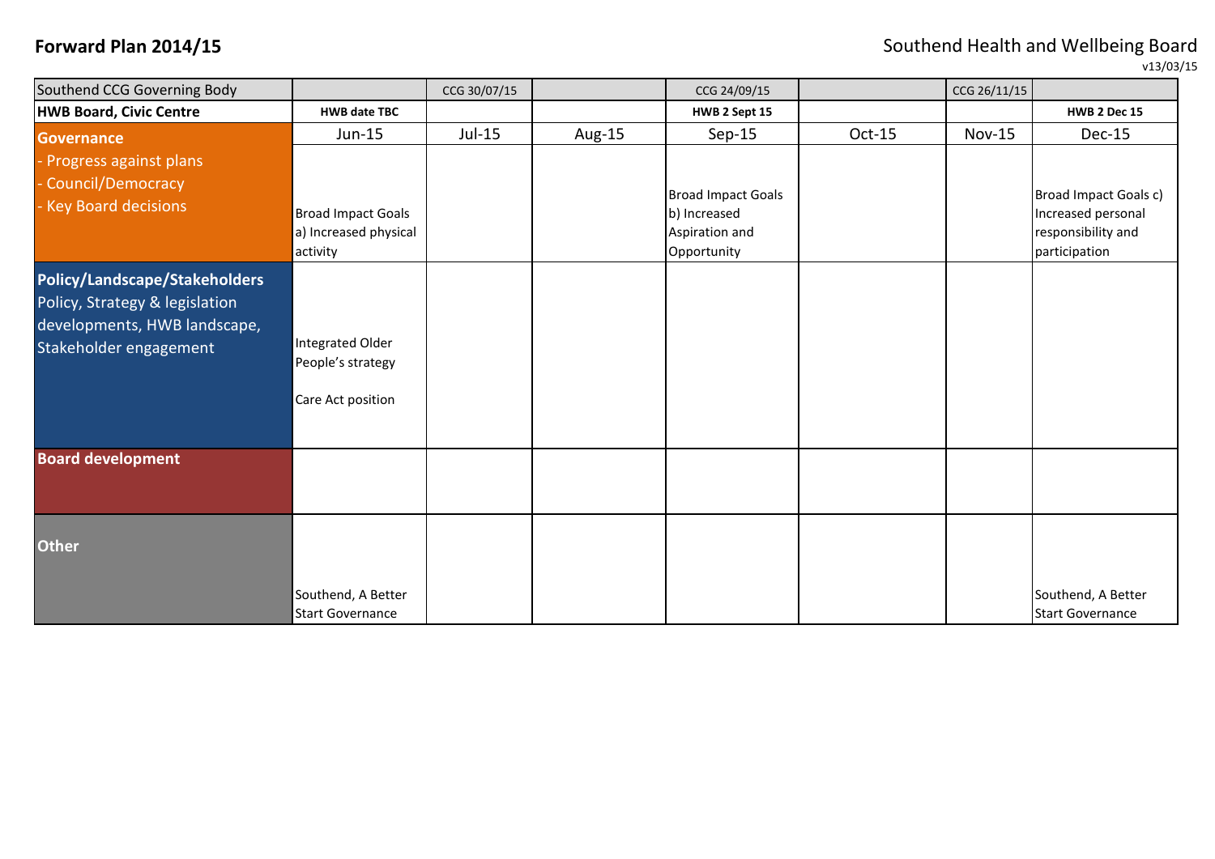**Forward Plan 2014/15**

Southend Health and Wellbeing Board

v13/03/15

| Southend CCG Governing Body | | CCG 30/07/15 | | CCG 24/09/15 | | CCG 26/11/15 | |
|---|---|---|---|---|---|---|---|
| **HWB Board, Civic Centre** | **HWB date TBC** | | | **HWB 2 Sept 15** | | | **HWB 2 Dec 15** |
| | Jun-15 | Jul-15 | Aug-15 | Sep-15 | Oct-15 | Nov-15 | Dec-15 |
| **Governance**<br>- Progress against plans<br>- Council/Democracy<br>- Key Board decisions | Broad Impact Goals a) Increased physical activity | | | Broad Impact Goals b) Increased Aspiration and Opportunity | | | Broad Impact Goals c) Increased personal responsibility and participation |
| **Policy/Landscape/Stakeholders**<br>Policy, Strategy & legislation developments, HWB landscape, Stakeholder engagement | Integrated Older People's strategy<br><br>Care Act position | | | | | | |
| **Board development** | | | | | | | |
| **Other** | Southend, A Better Start Governance | | | | | | Southend, A Better Start Governance |